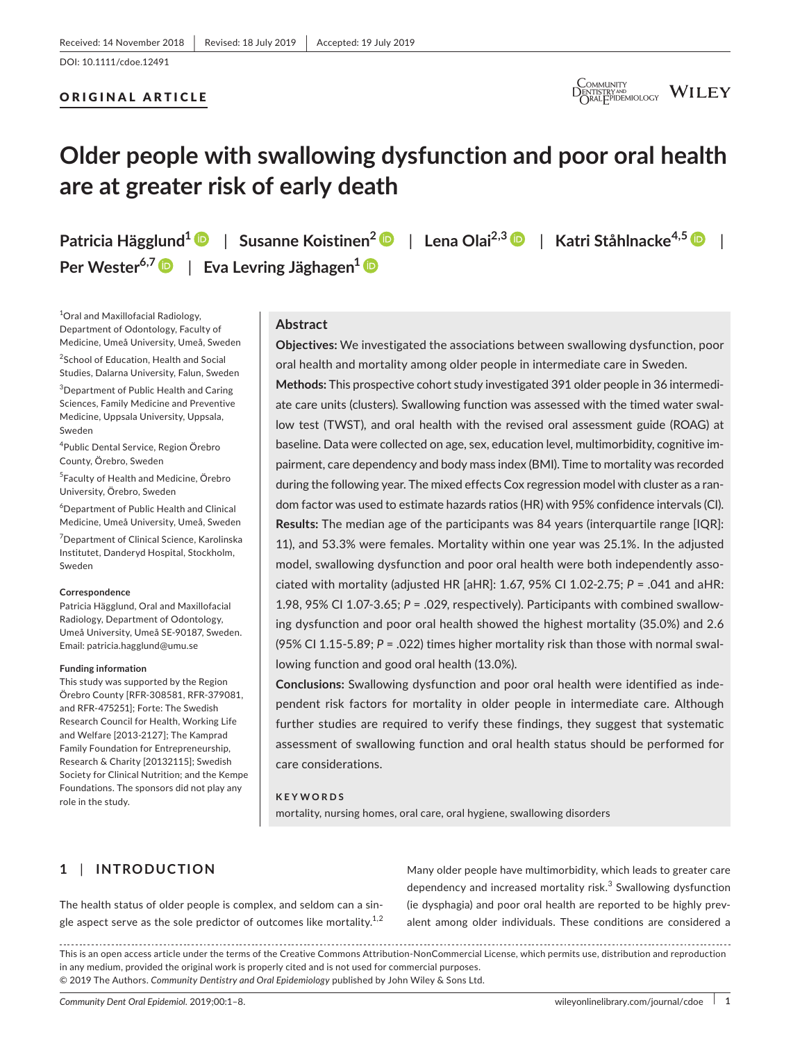Received: 14 November 2018 | Revised: 18 July 2019 | Accepted: 19 July 2019

DOI: 10.1111/cdoe.12491

ORIGINAL ARTICLE

# Older people with swallowing dysfunction and poor oral health are at greater risk of early death

**Patricia Hägglund[1] | Susanne Koistinen[2] | Lena Olai[2,3] | Katri Ståhlnacke[4,5] | Per Wester[6,7] | Eva Levring Jäghagen[1]**

[1]Oral and Maxillofacial Radiology, Department of Odontology, Faculty of Medicine, Umeå University, Umeå, Sweden

[2]School of Education, Health and Social Studies, Dalarna University, Falun, Sweden

[3]Department of Public Health and Caring Sciences, Family Medicine and Preventive Medicine, Uppsala University, Uppsala, Sweden

[4]Public Dental Service, Region Örebro County, Örebro, Sweden

[5]Faculty of Health and Medicine, Örebro University, Örebro, Sweden

[6]Department of Public Health and Clinical Medicine, Umeå University, Umeå, Sweden

[7]Department of Clinical Science, Karolinska Institutet, Danderyd Hospital, Stockholm, Sweden

**Correspondence**

Patricia Hägglund, Oral and Maxillofacial Radiology, Department of Odontology, Umeå University, Umeå SE-90187, Sweden.
Email: patricia.hagglund@umu.se

**Funding information**

This study was supported by the Region Örebro County [RFR-308581, RFR-379081, and RFR-475251]; Forte: The Swedish Research Council for Health, Working Life and Welfare [2013-2127]; The Kamprad Family Foundation for Entrepreneurship, Research & Charity [20132115]; Swedish Society for Clinical Nutrition; and the Kempe Foundations. The sponsors did not play any role in the study.

## Abstract

**Objectives:** We investigated the associations between swallowing dysfunction, poor oral health and mortality among older people in intermediate care in Sweden.

**Methods:** This prospective cohort study investigated 391 older people in 36 intermediate care units (clusters). Swallowing function was assessed with the timed water swallow test (TWST), and oral health with the revised oral assessment guide (ROAG) at baseline. Data were collected on age, sex, education level, multimorbidity, cognitive impairment, care dependency and body mass index (BMI). Time to mortality was recorded during the following year. The mixed effects Cox regression model with cluster as a random factor was used to estimate hazards ratios (HR) with 95% confidence intervals (CI).

**Results:** The median age of the participants was 84 years (interquartile range [IQR]: 11), and 53.3% were females. Mortality within one year was 25.1%. In the adjusted model, swallowing dysfunction and poor oral health were both independently associated with mortality (adjusted HR [aHR]: 1.67, 95% CI 1.02-2.75; *P* = .041 and aHR: 1.98, 95% CI 1.07-3.65; *P* = .029, respectively). Participants with combined swallowing dysfunction and poor oral health showed the highest mortality (35.0%) and 2.6 (95% CI 1.15-5.89; *P* = .022) times higher mortality risk than those with normal swallowing function and good oral health (13.0%).

**Conclusions:** Swallowing dysfunction and poor oral health were identified as independent risk factors for mortality in older people in intermediate care. Although further studies are required to verify these findings, they suggest that systematic assessment of swallowing function and oral health status should be performed for care considerations.

**KEYWORDS**

mortality, nursing homes, oral care, oral hygiene, swallowing disorders

## 1 | INTRODUCTION

The health status of older people is complex, and seldom can a single aspect serve as the sole predictor of outcomes like mortality.[1,2] Many older people have multimorbidity, which leads to greater care dependency and increased mortality risk.[3] Swallowing dysfunction (ie dysphagia) and poor oral health are reported to be highly prevalent among older individuals. These conditions are considered a

This is an open access article under the terms of the Creative Commons Attribution-NonCommercial License, which permits use, distribution and reproduction in any medium, provided the original work is properly cited and is not used for commercial purposes.
© 2019 The Authors. *Community Dentistry and Oral Epidemiology* published by John Wiley & Sons Ltd.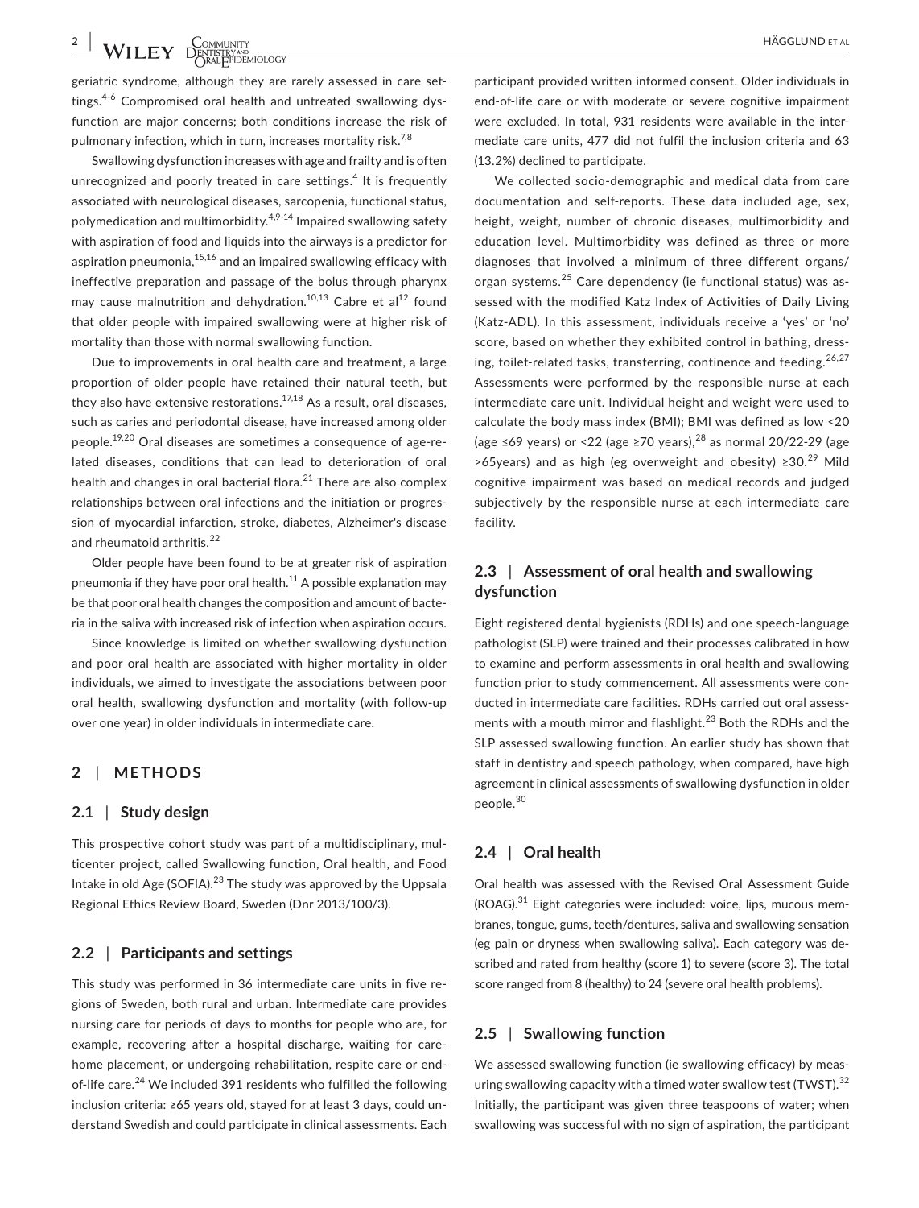geriatric syndrome, although they are rarely assessed in care settings.[4-6] Compromised oral health and untreated swallowing dysfunction are major concerns; both conditions increase the risk of pulmonary infection, which in turn, increases mortality risk.[7,8]

Swallowing dysfunction increases with age and frailty and is often unrecognized and poorly treated in care settings.[4] It is frequently associated with neurological diseases, sarcopenia, functional status, polymedication and multimorbidity.[4,9-14] Impaired swallowing safety with aspiration of food and liquids into the airways is a predictor for aspiration pneumonia,[15,16] and an impaired swallowing efficacy with ineffective preparation and passage of the bolus through pharynx may cause malnutrition and dehydration.[10,13] Cabre et al[12] found that older people with impaired swallowing were at higher risk of mortality than those with normal swallowing function.

Due to improvements in oral health care and treatment, a large proportion of older people have retained their natural teeth, but they also have extensive restorations.[17,18] As a result, oral diseases, such as caries and periodontal disease, have increased among older people.[19,20] Oral diseases are sometimes a consequence of age-related diseases, conditions that can lead to deterioration of oral health and changes in oral bacterial flora.[21] There are also complex relationships between oral infections and the initiation or progression of myocardial infarction, stroke, diabetes, Alzheimer's disease and rheumatoid arthritis.[22]

Older people have been found to be at greater risk of aspiration pneumonia if they have poor oral health.[11] A possible explanation may be that poor oral health changes the composition and amount of bacteria in the saliva with increased risk of infection when aspiration occurs.

Since knowledge is limited on whether swallowing dysfunction and poor oral health are associated with higher mortality in older individuals, we aimed to investigate the associations between poor oral health, swallowing dysfunction and mortality (with follow-up over one year) in older individuals in intermediate care.

## 2 | METHODS

### 2.1 | Study design

This prospective cohort study was part of a multidisciplinary, multicenter project, called Swallowing function, Oral health, and Food Intake in old Age (SOFIA).[23] The study was approved by the Uppsala Regional Ethics Review Board, Sweden (Dnr 2013/100/3).

### 2.2 | Participants and settings

This study was performed in 36 intermediate care units in five regions of Sweden, both rural and urban. Intermediate care provides nursing care for periods of days to months for people who are, for example, recovering after a hospital discharge, waiting for care-home placement, or undergoing rehabilitation, respite care or end-of-life care.[24] We included 391 residents who fulfilled the following inclusion criteria: ≥65 years old, stayed for at least 3 days, could understand Swedish and could participate in clinical assessments. Each participant provided written informed consent. Older individuals in end-of-life care or with moderate or severe cognitive impairment were excluded. In total, 931 residents were available in the intermediate care units, 477 did not fulfil the inclusion criteria and 63 (13.2%) declined to participate.

We collected socio-demographic and medical data from care documentation and self-reports. These data included age, sex, height, weight, number of chronic diseases, multimorbidity and education level. Multimorbidity was defined as three or more diagnoses that involved a minimum of three different organs/organ systems.[25] Care dependency (ie functional status) was assessed with the modified Katz Index of Activities of Daily Living (Katz-ADL). In this assessment, individuals receive a 'yes' or 'no' score, based on whether they exhibited control in bathing, dressing, toilet-related tasks, transferring, continence and feeding.[26,27] Assessments were performed by the responsible nurse at each intermediate care unit. Individual height and weight were used to calculate the body mass index (BMI); BMI was defined as low <20 (age ≤69 years) or <22 (age ≥70 years),[28] as normal 20/22-29 (age >65years) and as high (eg overweight and obesity) ≥30.[29] Mild cognitive impairment was based on medical records and judged subjectively by the responsible nurse at each intermediate care facility.

### 2.3 | Assessment of oral health and swallowing dysfunction

Eight registered dental hygienists (RDHs) and one speech-language pathologist (SLP) were trained and their processes calibrated in how to examine and perform assessments in oral health and swallowing function prior to study commencement. All assessments were conducted in intermediate care facilities. RDHs carried out oral assessments with a mouth mirror and flashlight.[23] Both the RDHs and the SLP assessed swallowing function. An earlier study has shown that staff in dentistry and speech pathology, when compared, have high agreement in clinical assessments of swallowing dysfunction in older people.[30]

### 2.4 | Oral health

Oral health was assessed with the Revised Oral Assessment Guide (ROAG).[31] Eight categories were included: voice, lips, mucous membranes, tongue, gums, teeth/dentures, saliva and swallowing sensation (eg pain or dryness when swallowing saliva). Each category was described and rated from healthy (score 1) to severe (score 3). The total score ranged from 8 (healthy) to 24 (severe oral health problems).

### 2.5 | Swallowing function

We assessed swallowing function (ie swallowing efficacy) by measuring swallowing capacity with a timed water swallow test (TWST).[32] Initially, the participant was given three teaspoons of water; when swallowing was successful with no sign of aspiration, the participant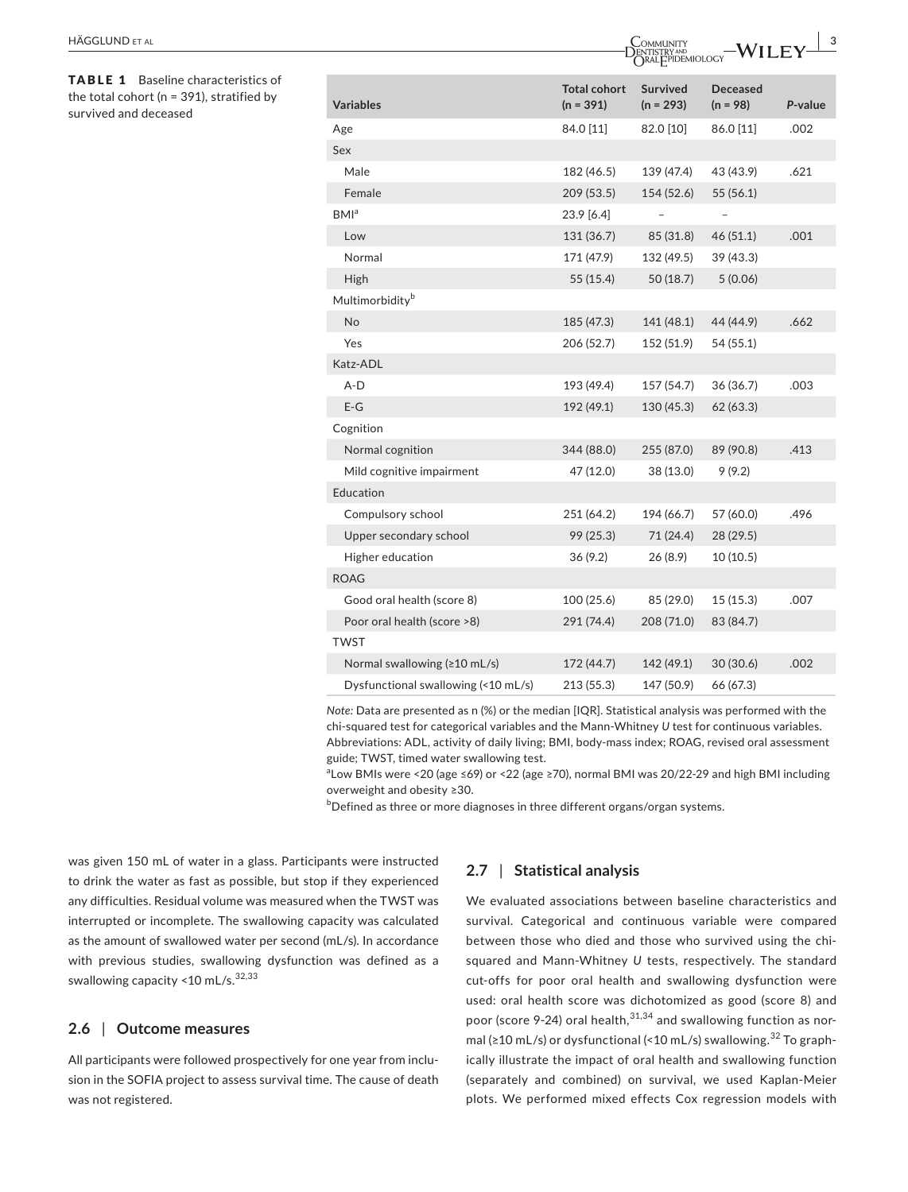**TABLE 1** Baseline characteristics of the total cohort (n = 391), stratified by survived and deceased

| Variables | Total cohort (n = 391) | Survived (n = 293) | Deceased (n = 98) | *P*-value |
|---|---|---|---|---|
| Age | 84.0 [11] | 82.0 [10] | 86.0 [11] | .002 |
| Sex | | | | |
| Male | 182 (46.5) | 139 (47.4) | 43 (43.9) | .621 |
| Female | 209 (53.5) | 154 (52.6) | 55 (56.1) | |
| BMI[a] | 23.9 [6.4] | – | – | |
| Low | 131 (36.7) | 85 (31.8) | 46 (51.1) | .001 |
| Normal | 171 (47.9) | 132 (49.5) | 39 (43.3) | |
| High | 55 (15.4) | 50 (18.7) | 5 (0.06) | |
| Multimorbidity[b] | | | | |
| No | 185 (47.3) | 141 (48.1) | 44 (44.9) | .662 |
| Yes | 206 (52.7) | 152 (51.9) | 54 (55.1) | |
| Katz-ADL | | | | |
| A-D | 193 (49.4) | 157 (54.7) | 36 (36.7) | .003 |
| E-G | 192 (49.1) | 130 (45.3) | 62 (63.3) | |
| Cognition | | | | |
| Normal cognition | 344 (88.0) | 255 (87.0) | 89 (90.8) | .413 |
| Mild cognitive impairment | 47 (12.0) | 38 (13.0) | 9 (9.2) | |
| Education | | | | |
| Compulsory school | 251 (64.2) | 194 (66.7) | 57 (60.0) | .496 |
| Upper secondary school | 99 (25.3) | 71 (24.4) | 28 (29.5) | |
| Higher education | 36 (9.2) | 26 (8.9) | 10 (10.5) | |
| ROAG | | | | |
| Good oral health (score 8) | 100 (25.6) | 85 (29.0) | 15 (15.3) | .007 |
| Poor oral health (score >8) | 291 (74.4) | 208 (71.0) | 83 (84.7) | |
| TWST | | | | |
| Normal swallowing (≥10 mL/s) | 172 (44.7) | 142 (49.1) | 30 (30.6) | .002 |
| Dysfunctional swallowing (<10 mL/s) | 213 (55.3) | 147 (50.9) | 66 (67.3) | |

*Note:* Data are presented as n (%) or the median [IQR]. Statistical analysis was performed with the chi-squared test for categorical variables and the Mann-Whitney *U* test for continuous variables. Abbreviations: ADL, activity of daily living; BMI, body-mass index; ROAG, revised oral assessment guide; TWST, timed water swallowing test.

[a]Low BMIs were <20 (age ≤69) or <22 (age ≥70), normal BMI was 20/22-29 and high BMI including overweight and obesity ≥30.

[b]Defined as three or more diagnoses in three different organs/organ systems.

was given 150 mL of water in a glass. Participants were instructed to drink the water as fast as possible, but stop if they experienced any difficulties. Residual volume was measured when the TWST was interrupted or incomplete. The swallowing capacity was calculated as the amount of swallowed water per second (mL/s). In accordance with previous studies, swallowing dysfunction was defined as a swallowing capacity <10 mL/s.[32,33]

## 2.6 | Outcome measures

All participants were followed prospectively for one year from inclusion in the SOFIA project to assess survival time. The cause of death was not registered.

## 2.7 | Statistical analysis

We evaluated associations between baseline characteristics and survival. Categorical and continuous variable were compared between those who died and those who survived using the chi-squared and Mann-Whitney *U* tests, respectively. The standard cut-offs for poor oral health and swallowing dysfunction were used: oral health score was dichotomized as good (score 8) and poor (score 9-24) oral health,[31,34] and swallowing function as normal (≥10 mL/s) or dysfunctional (<10 mL/s) swallowing.[32] To graphically illustrate the impact of oral health and swallowing function (separately and combined) on survival, we used Kaplan-Meier plots. We performed mixed effects Cox regression models with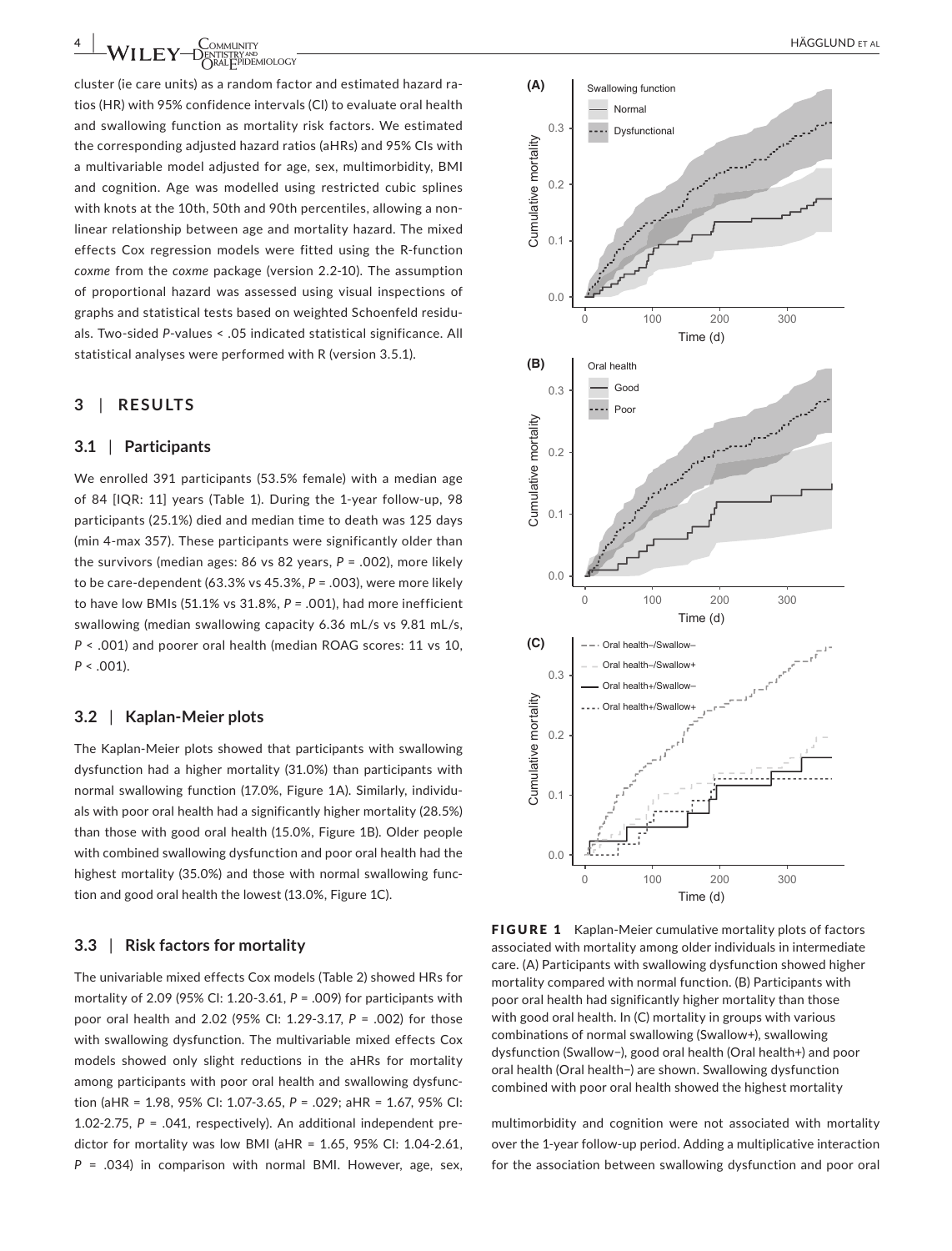cluster (ie care units) as a random factor and estimated hazard ratios (HR) with 95% confidence intervals (CI) to evaluate oral health and swallowing function as mortality risk factors. We estimated the corresponding adjusted hazard ratios (aHRs) and 95% CIs with a multivariable model adjusted for age, sex, multimorbidity, BMI and cognition. Age was modelled using restricted cubic splines with knots at the 10th, 50th and 90th percentiles, allowing a nonlinear relationship between age and mortality hazard. The mixed effects Cox regression models were fitted using the R-function *coxme* from the *coxme* package (version 2.2-10). The assumption of proportional hazard was assessed using visual inspections of graphs and statistical tests based on weighted Schoenfeld residuals. Two-sided *P*-values < .05 indicated statistical significance. All statistical analyses were performed with R (version 3.5.1).

## 3 | RESULTS

### 3.1 | Participants

We enrolled 391 participants (53.5% female) with a median age of 84 [IQR: 11] years (Table 1). During the 1-year follow-up, 98 participants (25.1%) died and median time to death was 125 days (min 4-max 357). These participants were significantly older than the survivors (median ages: 86 vs 82 years, *P* = .002), more likely to be care-dependent (63.3% vs 45.3%, *P* = .003), were more likely to have low BMIs (51.1% vs 31.8%, *P* = .001), had more inefficient swallowing (median swallowing capacity 6.36 mL/s vs 9.81 mL/s, *P* < .001) and poorer oral health (median ROAG scores: 11 vs 10, *P* < .001).

### 3.2 | Kaplan-Meier plots

The Kaplan-Meier plots showed that participants with swallowing dysfunction had a higher mortality (31.0%) than participants with normal swallowing function (17.0%, Figure 1A). Similarly, individuals with poor oral health had a significantly higher mortality (28.5%) than those with good oral health (15.0%, Figure 1B). Older people with combined swallowing dysfunction and poor oral health had the highest mortality (35.0%) and those with normal swallowing function and good oral health the lowest (13.0%, Figure 1C).

### 3.3 | Risk factors for mortality

The univariable mixed effects Cox models (Table 2) showed HRs for mortality of 2.09 (95% CI: 1.20-3.61, *P* = .009) for participants with poor oral health and 2.02 (95% CI: 1.29-3.17, *P* = .002) for those with swallowing dysfunction. The multivariable mixed effects Cox models showed only slight reductions in the aHRs for mortality among participants with poor oral health and swallowing dysfunction (aHR = 1.98, 95% CI: 1.07-3.65, *P* = .029; aHR = 1.67, 95% CI: 1.02-2.75, *P* = .041, respectively). An additional independent predictor for mortality was low BMI (aHR = 1.65, 95% CI: 1.04-2.61, *P* = .034) in comparison with normal BMI. However, age, sex, multimorbidity and cognition were not associated with mortality over the 1-year follow-up period. Adding a multiplicative interaction for the association between swallowing dysfunction and poor oral

**FIGURE 1** Kaplan-Meier cumulative mortality plots of factors associated with mortality among older individuals in intermediate care. (A) Participants with swallowing dysfunction showed higher mortality compared with normal function. (B) Participants with poor oral health had significantly higher mortality than those with good oral health. In (C) mortality in groups with various combinations of normal swallowing (Swallow+), swallowing dysfunction (Swallow−), good oral health (Oral health+) and poor oral health (Oral health−) are shown. Swallowing dysfunction combined with poor oral health showed the highest mortality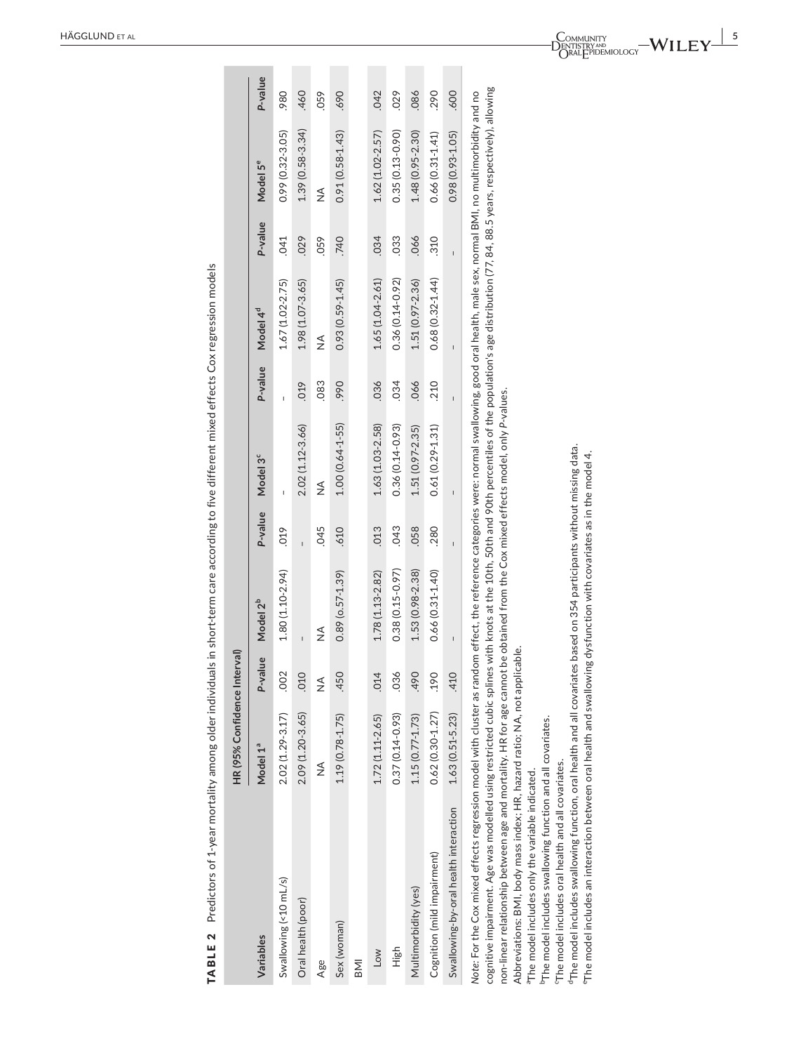**TABLE 2** Predictors of 1-year mortality among older individuals in short-term care according to five different mixed effects Cox regression models

| Variables | HR (95% Confidence Interval) | | | | | | | | | |
|---|---|---|---|---|---|---|---|---|---|---|
| | Model 1[a] | P-value | Model 2[b] | P-value | Model 3[c] | P-value | Model 4[d] | P-value | Model 5[e] | P-value |
| Swallowing (<10 mL/s) | 2.02 (1.29-3.17) | .002 | 1.80 (1.10-2.94) | .019 | - | - | 1.67 (1.02-2.75) | .041 | 0.99 (0.32-3.05) | .980 |
| Oral health (poor) | 2.09 (1.20-3.65) | .010 | - | - | 2.02 (1.12-3.66) | .019 | 1.98 (1.07-3.65) | .029 | 1.39 (0.58-3.34) | .460 |
| Age | NA | NA | NA | .045 | NA | .083 | NA | .059 | NA | .059 |
| Sex (woman) | 1.19 (0.78-1.75) | .450 | 0.89 (o.57-1.39) | .610 | 1.00 (0.64-1-55) | .990 | 0.93 (0.59-1.45) | .740 | 0.91 (0.58-1.43) | .690 |
| BMI | | | | | | | | | | |
| Low | 1.72 (1.11-2.65) | .014 | 1.78 (1.13-2.82) | .013 | 1.63 (1.03-2.58) | .036 | 1.65 (1.04-2.61) | .034 | 1.62 (1.02-2.57) | .042 |
| High | 0.37 (0.14-0.93) | .036 | 0.38 (0.15-0.97) | .043 | 0.36 (0.14-0.93) | .034 | 0.36 (0.14-0.92) | .033 | 0.35 (0.13-0.90) | .029 |
| Multimorbidity (yes) | 1.15 (0.77-1.73) | .490 | 1.53 (0.98-2.38) | .058 | 1.51 (0.97-2.35) | .066 | 1.51 (0.97-2.36) | .066 | 1.48 (0.95-2.30) | .086 |
| Cognition (mild impairment) | 0.62 (0.30-1.27) | .190 | 0.66 (0.31-1.40) | .280 | 0.61 (0.29-1.31) | .210 | 0.68 (0.32-1.44) | .310 | 0.66 (0.31-1.41) | .290 |
| Swallowing-by-oral health interaction | 1.63 (0.51-5.23) | .410 | - | - | - | - | - | - | 0.98 (0.93-1.05) | .600 |

*Note*: For the Cox mixed effects regression model with cluster as random effect, the reference categories were: normal swallowing, good oral health, male sex, normal BMI, no multimorbidity and no cognitive impairment. Age was modelled using restricted cubic splines with knots at the 10th, 50th and 90th percentiles of the population's age distribution (77, 84, 88.5 years, respectively), allowing non-linear relationship between age and mortality. HR for age cannot be obtained from the Cox mixed effects model, only *P*-values.

Abbreviations: BMI, body mass index; HR, hazard ratio; NA, not applicable.

[a]The model includes only the variable indicated.

[b]The model includes swallowing function and all covariates.

[c]The model includes oral health and all covariates.

[d]The model includes swallowing function, oral health and all covariates based on 354 participants without missing data.

[e]The model includes an interaction between oral health and swallowing dysfunction with covariates as in the model 4.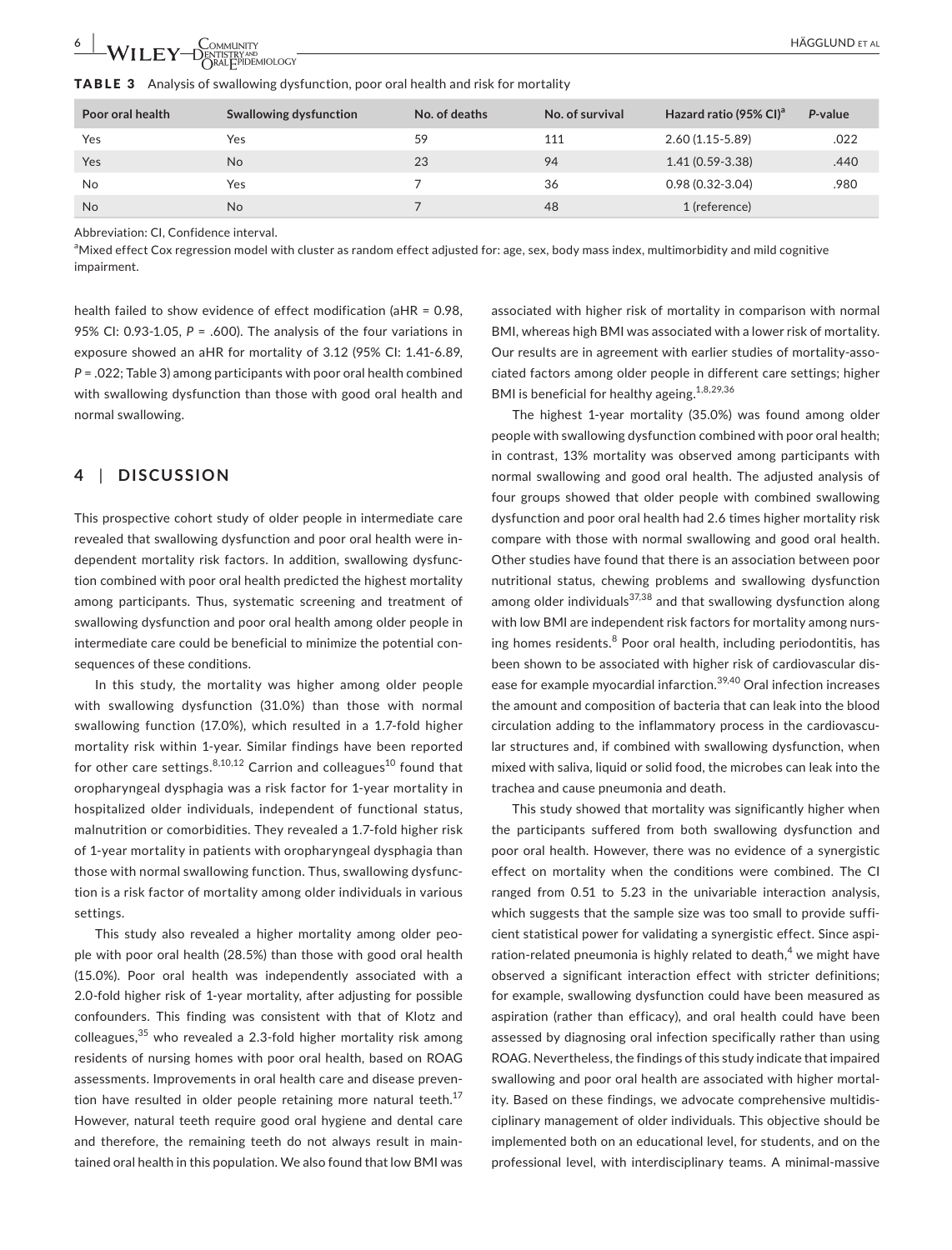**TABLE 3** Analysis of swallowing dysfunction, poor oral health and risk for mortality

| Poor oral health | Swallowing dysfunction | No. of deaths | No. of survival | Hazard ratio (95% CI)[a] | P-value |
|---|---|---|---|---|---|
| Yes | Yes | 59 | 111 | 2.60 (1.15-5.89) | .022 |
| Yes | No | 23 | 94 | 1.41 (0.59-3.38) | .440 |
| No | Yes | 7 | 36 | 0.98 (0.32-3.04) | .980 |
| No | No | 7 | 48 | 1 (reference) | |

Abbreviation: CI, Confidence interval.

[a]Mixed effect Cox regression model with cluster as random effect adjusted for: age, sex, body mass index, multimorbidity and mild cognitive impairment.

health failed to show evidence of effect modification (aHR = 0.98, 95% CI: 0.93-1.05, *P* = .600). The analysis of the four variations in exposure showed an aHR for mortality of 3.12 (95% CI: 1.41-6.89, *P* = .022; Table 3) among participants with poor oral health combined with swallowing dysfunction than those with good oral health and normal swallowing.

## 4 | DISCUSSION

This prospective cohort study of older people in intermediate care revealed that swallowing dysfunction and poor oral health were independent mortality risk factors. In addition, swallowing dysfunction combined with poor oral health predicted the highest mortality among participants. Thus, systematic screening and treatment of swallowing dysfunction and poor oral health among older people in intermediate care could be beneficial to minimize the potential consequences of these conditions.

In this study, the mortality was higher among older people with swallowing dysfunction (31.0%) than those with normal swallowing function (17.0%), which resulted in a 1.7-fold higher mortality risk within 1-year. Similar findings have been reported for other care settings.[8,10,12] Carrion and colleagues[10] found that oropharyngeal dysphagia was a risk factor for 1-year mortality in hospitalized older individuals, independent of functional status, malnutrition or comorbidities. They revealed a 1.7-fold higher risk of 1-year mortality in patients with oropharyngeal dysphagia than those with normal swallowing function. Thus, swallowing dysfunction is a risk factor of mortality among older individuals in various settings.

This study also revealed a higher mortality among older people with poor oral health (28.5%) than those with good oral health (15.0%). Poor oral health was independently associated with a 2.0-fold higher risk of 1-year mortality, after adjusting for possible confounders. This finding was consistent with that of Klotz and colleagues,[35] who revealed a 2.3-fold higher mortality risk among residents of nursing homes with poor oral health, based on ROAG assessments. Improvements in oral health care and disease prevention have resulted in older people retaining more natural teeth.[17] However, natural teeth require good oral hygiene and dental care and therefore, the remaining teeth do not always result in maintained oral health in this population. We also found that low BMI was associated with higher risk of mortality in comparison with normal BMI, whereas high BMI was associated with a lower risk of mortality. Our results are in agreement with earlier studies of mortality-associated factors among older people in different care settings; higher BMI is beneficial for healthy ageing.[1,8,29,36]

The highest 1-year mortality (35.0%) was found among older people with swallowing dysfunction combined with poor oral health; in contrast, 13% mortality was observed among participants with normal swallowing and good oral health. The adjusted analysis of four groups showed that older people with combined swallowing dysfunction and poor oral health had 2.6 times higher mortality risk compare with those with normal swallowing and good oral health. Other studies have found that there is an association between poor nutritional status, chewing problems and swallowing dysfunction among older individuals[37,38] and that swallowing dysfunction along with low BMI are independent risk factors for mortality among nursing homes residents.[8] Poor oral health, including periodontitis, has been shown to be associated with higher risk of cardiovascular disease for example myocardial infarction.[39,40] Oral infection increases the amount and composition of bacteria that can leak into the blood circulation adding to the inflammatory process in the cardiovascular structures and, if combined with swallowing dysfunction, when mixed with saliva, liquid or solid food, the microbes can leak into the trachea and cause pneumonia and death.

This study showed that mortality was significantly higher when the participants suffered from both swallowing dysfunction and poor oral health. However, there was no evidence of a synergistic effect on mortality when the conditions were combined. The CI ranged from 0.51 to 5.23 in the univariable interaction analysis, which suggests that the sample size was too small to provide sufficient statistical power for validating a synergistic effect. Since aspiration-related pneumonia is highly related to death,[4] we might have observed a significant interaction effect with stricter definitions; for example, swallowing dysfunction could have been measured as aspiration (rather than efficacy), and oral health could have been assessed by diagnosing oral infection specifically rather than using ROAG. Nevertheless, the findings of this study indicate that impaired swallowing and poor oral health are associated with higher mortality. Based on these findings, we advocate comprehensive multidisciplinary management of older individuals. This objective should be implemented both on an educational level, for students, and on the professional level, with interdisciplinary teams. A minimal-massive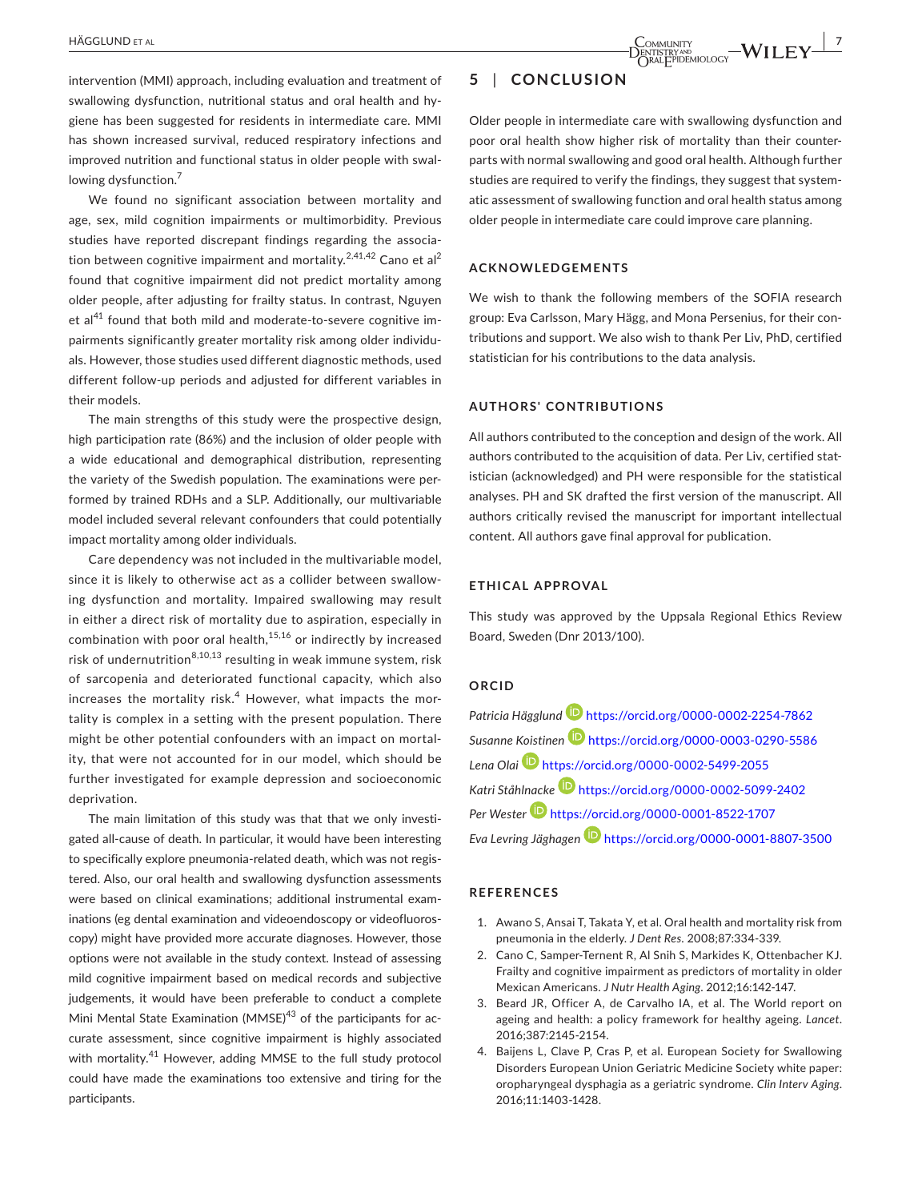intervention (MMI) approach, including evaluation and treatment of swallowing dysfunction, nutritional status and oral health and hygiene has been suggested for residents in intermediate care. MMI has shown increased survival, reduced respiratory infections and improved nutrition and functional status in older people with swallowing dysfunction.[7]

We found no significant association between mortality and age, sex, mild cognition impairments or multimorbidity. Previous studies have reported discrepant findings regarding the association between cognitive impairment and mortality.[2,41,42] Cano et al[2] found that cognitive impairment did not predict mortality among older people, after adjusting for frailty status. In contrast, Nguyen et al[41] found that both mild and moderate-to-severe cognitive impairments significantly greater mortality risk among older individuals. However, those studies used different diagnostic methods, used different follow-up periods and adjusted for different variables in their models.

The main strengths of this study were the prospective design, high participation rate (86%) and the inclusion of older people with a wide educational and demographical distribution, representing the variety of the Swedish population. The examinations were performed by trained RDHs and a SLP. Additionally, our multivariable model included several relevant confounders that could potentially impact mortality among older individuals.

Care dependency was not included in the multivariable model, since it is likely to otherwise act as a collider between swallowing dysfunction and mortality. Impaired swallowing may result in either a direct risk of mortality due to aspiration, especially in combination with poor oral health,[15,16] or indirectly by increased risk of undernutrition[8,10,13] resulting in weak immune system, risk of sarcopenia and deteriorated functional capacity, which also increases the mortality risk.[4] However, what impacts the mortality is complex in a setting with the present population. There might be other potential confounders with an impact on mortality, that were not accounted for in our model, which should be further investigated for example depression and socioeconomic deprivation.

The main limitation of this study was that that we only investigated all-cause of death. In particular, it would have been interesting to specifically explore pneumonia-related death, which was not registered. Also, our oral health and swallowing dysfunction assessments were based on clinical examinations; additional instrumental examinations (eg dental examination and videoendoscopy or videofluoroscopy) might have provided more accurate diagnoses. However, those options were not available in the study context. Instead of assessing mild cognitive impairment based on medical records and subjective judgements, it would have been preferable to conduct a complete Mini Mental State Examination (MMSE)[43] of the participants for accurate assessment, since cognitive impairment is highly associated with mortality.[41] However, adding MMSE to the full study protocol could have made the examinations too extensive and tiring for the participants.

## 5 | CONCLUSION

Older people in intermediate care with swallowing dysfunction and poor oral health show higher risk of mortality than their counterparts with normal swallowing and good oral health. Although further studies are required to verify the findings, they suggest that systematic assessment of swallowing function and oral health status among older people in intermediate care could improve care planning.

### ACKNOWLEDGEMENTS

We wish to thank the following members of the SOFIA research group: Eva Carlsson, Mary Hägg, and Mona Persenius, for their contributions and support. We also wish to thank Per Liv, PhD, certified statistician for his contributions to the data analysis.

### AUTHORS' CONTRIBUTIONS

All authors contributed to the conception and design of the work. All authors contributed to the acquisition of data. Per Liv, certified statistician (acknowledged) and PH were responsible for the statistical analyses. PH and SK drafted the first version of the manuscript. All authors critically revised the manuscript for important intellectual content. All authors gave final approval for publication.

### ETHICAL APPROVAL

This study was approved by the Uppsala Regional Ethics Review Board, Sweden (Dnr 2013/100).

### ORCID

*Patricia Hägglund* https://orcid.org/0000-0002-2254-7862
*Susanne Koistinen* https://orcid.org/0000-0003-0290-5586
*Lena Olai* https://orcid.org/0000-0002-5499-2055
*Katri Ståhlnacke* https://orcid.org/0000-0002-5099-2402
*Per Wester* https://orcid.org/0000-0001-8522-1707
*Eva Levring Jäghagen* https://orcid.org/0000-0001-8807-3500

### REFERENCES

1. Awano S, Ansai T, Takata Y, et al. Oral health and mortality risk from pneumonia in the elderly. *J Dent Res*. 2008;87:334-339.
2. Cano C, Samper-Ternent R, Al Snih S, Markides K, Ottenbacher KJ. Frailty and cognitive impairment as predictors of mortality in older Mexican Americans. *J Nutr Health Aging*. 2012;16:142-147.
3. Beard JR, Officer A, de Carvalho IA, et al. The World report on ageing and health: a policy framework for healthy ageing. *Lancet*. 2016;387:2145-2154.
4. Baijens L, Clave P, Cras P, et al. European Society for Swallowing Disorders European Union Geriatric Medicine Society white paper: oropharyngeal dysphagia as a geriatric syndrome. *Clin Interv Aging*. 2016;11:1403-1428.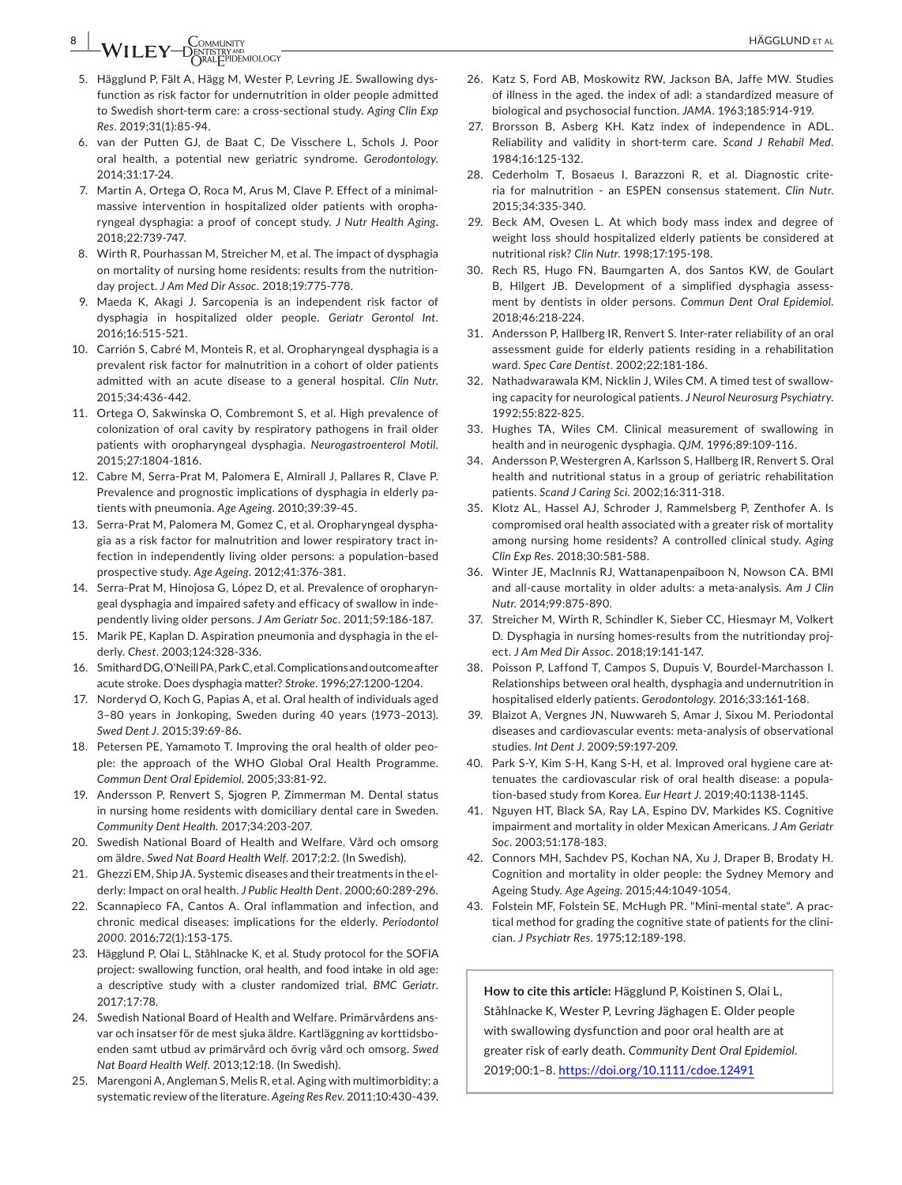5. Hägglund P, Fält A, Hägg M, Wester P, Levring JE. Swallowing dysfunction as risk factor for undernutrition in older people admitted to Swedish short-term care: a cross-sectional study. *Aging Clin Exp Res*. 2019;31(1):85-94.
6. van der Putten GJ, de Baat C, De Visschere L, Schols J. Poor oral health, a potential new geriatric syndrome. *Gerodontology*. 2014;31:17-24.
7. Martin A, Ortega O, Roca M, Arus M, Clave P. Effect of a minimal-massive intervention in hospitalized older patients with oropharyngeal dysphagia: a proof of concept study. *J Nutr Health Aging*. 2018;22:739-747.
8. Wirth R, Pourhassan M, Streicher M, et al. The impact of dysphagia on mortality of nursing home residents: results from the nutritionday project. *J Am Med Dir Assoc*. 2018;19:775-778.
9. Maeda K, Akagi J. Sarcopenia is an independent risk factor of dysphagia in hospitalized older people. *Geriatr Gerontol Int*. 2016;16:515-521.
10. Carrión S, Cabré M, Monteis R, et al. Oropharyngeal dysphagia is a prevalent risk factor for malnutrition in a cohort of older patients admitted with an acute disease to a general hospital. *Clin Nutr*. 2015;34:436-442.
11. Ortega O, Sakwinska O, Combremont S, et al. High prevalence of colonization of oral cavity by respiratory pathogens in frail older patients with oropharyngeal dysphagia. *Neurogastroenterol Motil*. 2015;27:1804-1816.
12. Cabre M, Serra-Prat M, Palomera E, Almirall J, Pallares R, Clave P. Prevalence and prognostic implications of dysphagia in elderly patients with pneumonia. *Age Ageing*. 2010;39:39-45.
13. Serra-Prat M, Palomera M, Gomez C, et al. Oropharyngeal dysphagia as a risk factor for malnutrition and lower respiratory tract infection in independently living older persons: a population-based prospective study. *Age Ageing*. 2012;41:376-381.
14. Serra-Prat M, Hinojosa G, López D, et al. Prevalence of oropharyngeal dysphagia and impaired safety and efficacy of swallow in independently living older persons. *J Am Geriatr Soc*. 2011;59:186-187.
15. Marik PE, Kaplan D. Aspiration pneumonia and dysphagia in the elderly. *Chest*. 2003;124:328-336.
16. Smithard DG, O'Neill PA, Park C, et al. Complications and outcome after acute stroke. Does dysphagia matter? *Stroke*. 1996;27:1200-1204.
17. Norderyd O, Koch G, Papias A, et al. Oral health of individuals aged 3–80 years in Jonkoping, Sweden during 40 years (1973–2013). *Swed Dent J*. 2015;39:69-86.
18. Petersen PE, Yamamoto T. Improving the oral health of older people: the approach of the WHO Global Oral Health Programme. *Commun Dent Oral Epidemiol*. 2005;33:81-92.
19. Andersson P, Renvert S, Sjogren P, Zimmerman M. Dental status in nursing home residents with domiciliary dental care in Sweden. *Community Dent Health*. 2017;34:203-207.
20. Swedish National Board of Health and Welfare. Vård och omsorg om äldre. *Swed Nat Board Health Welf*. 2017;2:2. (In Swedish).
21. Ghezzi EM, Ship JA. Systemic diseases and their treatments in the elderly: Impact on oral health. *J Public Health Dent*. 2000;60:289-296.
22. Scannapieco FA, Cantos A. Oral inflammation and infection, and chronic medical diseases: implications for the elderly. *Periodontol 2000*. 2016;72(1):153-175.
23. Hägglund P, Olai L, Ståhlnacke K, et al. Study protocol for the SOFIA project: swallowing function, oral health, and food intake in old age: a descriptive study with a cluster randomized trial. *BMC Geriatr*. 2017;17:78.
24. Swedish National Board of Health and Welfare. Primärvårdens ansvar och insatser för de mest sjuka äldre. Kartläggning av korttidsboenden samt utbud av primärvård och övrig vård och omsorg. *Swed Nat Board Health Welf*. 2013;12:18. (In Swedish).
25. Marengoni A, Angleman S, Melis R, et al. Aging with multimorbidity: a systematic review of the literature. *Ageing Res Rev*. 2011;10:430-439.
26. Katz S, Ford AB, Moskowitz RW, Jackson BA, Jaffe MW. Studies of illness in the aged. the index of adl: a standardized measure of biological and psychosocial function. *JAMA*. 1963;185:914-919.
27. Brorsson B, Asberg KH. Katz index of independence in ADL. Reliability and validity in short-term care. *Scand J Rehabil Med*. 1984;16:125-132.
28. Cederholm T, Bosaeus I, Barazzoni R, et al. Diagnostic criteria for malnutrition - an ESPEN consensus statement. *Clin Nutr*. 2015;34:335-340.
29. Beck AM, Ovesen L. At which body mass index and degree of weight loss should hospitalized elderly patients be considered at nutritional risk? *Clin Nutr*. 1998;17:195-198.
30. Rech RS, Hugo FN, Baumgarten A, dos Santos KW, de Goulart B, Hilgert JB. Development of a simplified dysphagia assessment by dentists in older persons. *Commun Dent Oral Epidemiol*. 2018;46:218-224.
31. Andersson P, Hallberg IR, Renvert S. Inter-rater reliability of an oral assessment guide for elderly patients residing in a rehabilitation ward. *Spec Care Dentist*. 2002;22:181-186.
32. Nathadwarawala KM, Nicklin J, Wiles CM. A timed test of swallowing capacity for neurological patients. *J Neurol Neurosurg Psychiatry*. 1992;55:822-825.
33. Hughes TA, Wiles CM. Clinical measurement of swallowing in health and in neurogenic dysphagia. *QJM*. 1996;89:109-116.
34. Andersson P, Westergren A, Karlsson S, Hallberg IR, Renvert S. Oral health and nutritional status in a group of geriatric rehabilitation patients. *Scand J Caring Sci*. 2002;16:311-318.
35. Klotz AL, Hassel AJ, Schroder J, Rammelsberg P, Zenthofer A. Is compromised oral health associated with a greater risk of mortality among nursing home residents? A controlled clinical study. *Aging Clin Exp Res*. 2018;30:581-588.
36. Winter JE, MacInnis RJ, Wattanapenpaiboon N, Nowson CA. BMI and all-cause mortality in older adults: a meta-analysis. *Am J Clin Nutr*. 2014;99:875-890.
37. Streicher M, Wirth R, Schindler K, Sieber CC, Hiesmayr M, Volkert D. Dysphagia in nursing homes-results from the nutritionday project. *J Am Med Dir Assoc*. 2018;19:141-147.
38. Poisson P, Laffond T, Campos S, Dupuis V, Bourdel-Marchasson I. Relationships between oral health, dysphagia and undernutrition in hospitalised elderly patients. *Gerodontology*. 2016;33:161-168.
39. Blaizot A, Vergnes JN, Nuwwareh S, Amar J, Sixou M. Periodontal diseases and cardiovascular events: meta-analysis of observational studies. *Int Dent J*. 2009;59:197-209.
40. Park S-Y, Kim S-H, Kang S-H, et al. Improved oral hygiene care attenuates the cardiovascular risk of oral health disease: a population-based study from Korea. *Eur Heart J*. 2019;40:1138-1145.
41. Nguyen HT, Black SA, Ray LA, Espino DV, Markides KS. Cognitive impairment and mortality in older Mexican Americans. *J Am Geriatr Soc*. 2003;51:178-183.
42. Connors MH, Sachdev PS, Kochan NA, Xu J, Draper B, Brodaty H. Cognition and mortality in older people: the Sydney Memory and Ageing Study. *Age Ageing*. 2015;44:1049-1054.
43. Folstein MF, Folstein SE, McHugh PR. "Mini-mental state". A practical method for grading the cognitive state of patients for the clinician. *J Psychiatr Res*. 1975;12:189-198.

**How to cite this article:** Hägglund P, Koistinen S, Olai L, Ståhlnacke K, Wester P, Levring Jäghagen E. Older people with swallowing dysfunction and poor oral health are at greater risk of early death. *Community Dent Oral Epidemiol*. 2019;00:1–8. https://doi.org/10.1111/cdoe.12491